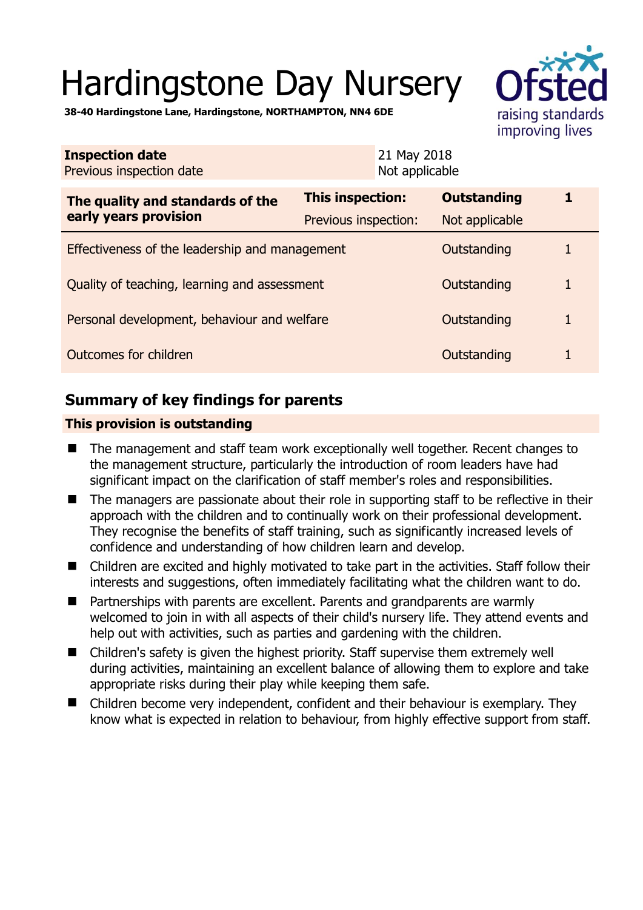# Hardingstone Day Nursery

**38-40 Hardingstone Lane, Hardingstone, NORTHAMPTON, NN4 6DE**

| **Inspection date** | 21 May 2018 |
|---|---|
| Previous inspection date | Not applicable |

| **The quality and standards of the early years provision** | **This inspection:** | **Outstanding** | **1** |
|---|---|---|---|
| | Previous inspection: | Not applicable | |
| Effectiveness of the leadership and management | | Outstanding | 1 |
| Quality of teaching, learning and assessment | | Outstanding | 1 |
| Personal development, behaviour and welfare | | Outstanding | 1 |
| Outcomes for children | | Outstanding | 1 |

## Summary of key findings for parents

**This provision is outstanding**

- The management and staff team work exceptionally well together. Recent changes to the management structure, particularly the introduction of room leaders have had significant impact on the clarification of staff member's roles and responsibilities.
- The managers are passionate about their role in supporting staff to be reflective in their approach with the children and to continually work on their professional development. They recognise the benefits of staff training, such as significantly increased levels of confidence and understanding of how children learn and develop.
- Children are excited and highly motivated to take part in the activities. Staff follow their interests and suggestions, often immediately facilitating what the children want to do.
- Partnerships with parents are excellent. Parents and grandparents are warmly welcomed to join in with all aspects of their child's nursery life. They attend events and help out with activities, such as parties and gardening with the children.
- Children's safety is given the highest priority. Staff supervise them extremely well during activities, maintaining an excellent balance of allowing them to explore and take appropriate risks during their play while keeping them safe.
- Children become very independent, confident and their behaviour is exemplary. They know what is expected in relation to behaviour, from highly effective support from staff.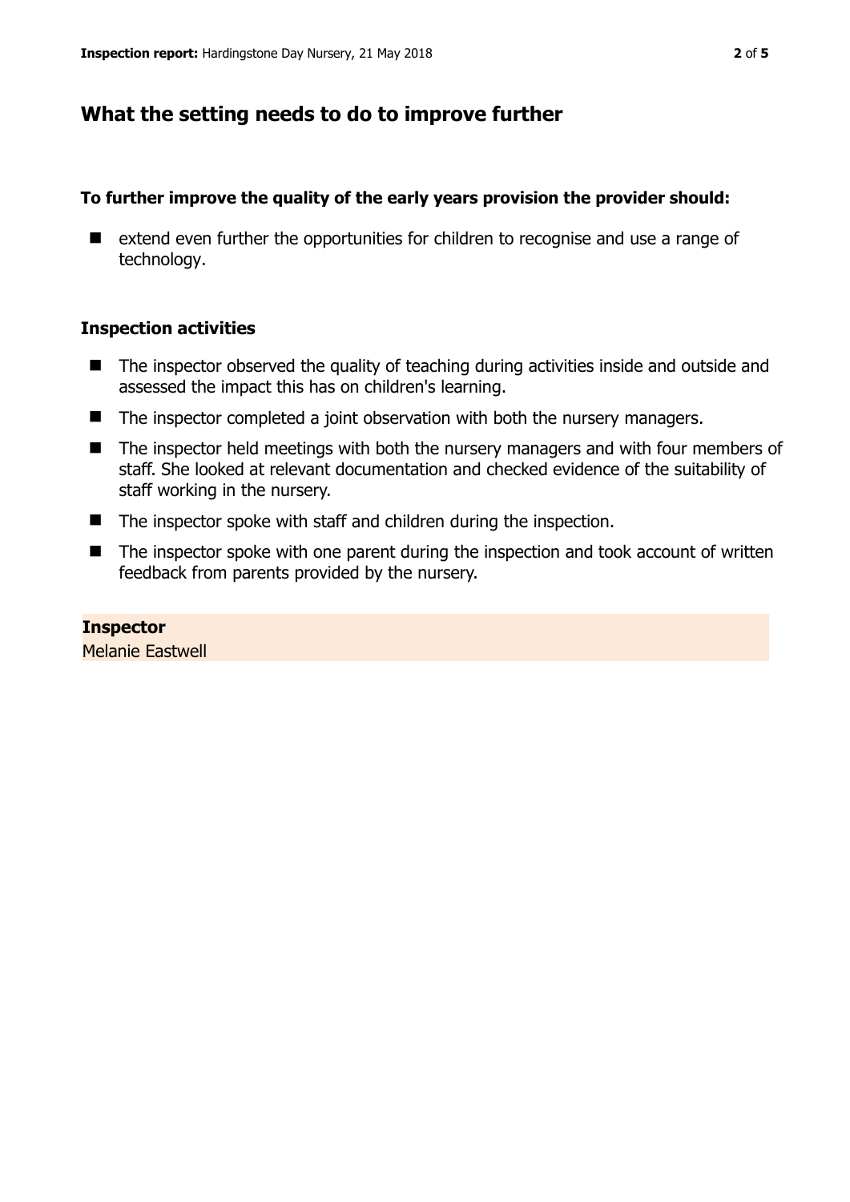## What the setting needs to do to improve further

### To further improve the quality of the early years provision the provider should:

- extend even further the opportunities for children to recognise and use a range of technology.

### Inspection activities

- The inspector observed the quality of teaching during activities inside and outside and assessed the impact this has on children's learning.
- The inspector completed a joint observation with both the nursery managers.
- The inspector held meetings with both the nursery managers and with four members of staff. She looked at relevant documentation and checked evidence of the suitability of staff working in the nursery.
- The inspector spoke with staff and children during the inspection.
- The inspector spoke with one parent during the inspection and took account of written feedback from parents provided by the nursery.

**Inspector**
Melanie Eastwell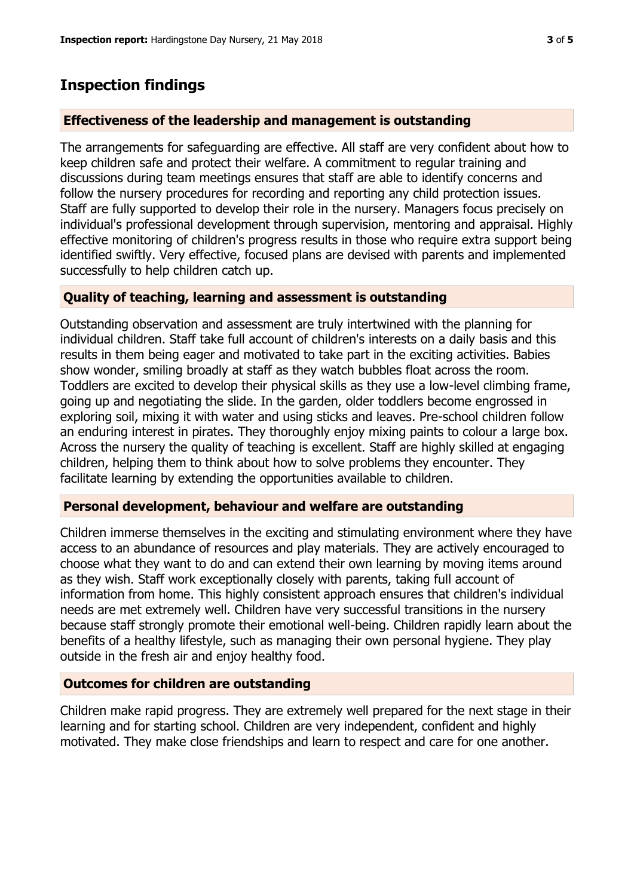## Inspection findings

### Effectiveness of the leadership and management is outstanding

The arrangements for safeguarding are effective. All staff are very confident about how to keep children safe and protect their welfare. A commitment to regular training and discussions during team meetings ensures that staff are able to identify concerns and follow the nursery procedures for recording and reporting any child protection issues. Staff are fully supported to develop their role in the nursery. Managers focus precisely on individual's professional development through supervision, mentoring and appraisal. Highly effective monitoring of children's progress results in those who require extra support being identified swiftly. Very effective, focused plans are devised with parents and implemented successfully to help children catch up.

### Quality of teaching, learning and assessment is outstanding

Outstanding observation and assessment are truly intertwined with the planning for individual children. Staff take full account of children's interests on a daily basis and this results in them being eager and motivated to take part in the exciting activities. Babies show wonder, smiling broadly at staff as they watch bubbles float across the room. Toddlers are excited to develop their physical skills as they use a low-level climbing frame, going up and negotiating the slide. In the garden, older toddlers become engrossed in exploring soil, mixing it with water and using sticks and leaves. Pre-school children follow an enduring interest in pirates. They thoroughly enjoy mixing paints to colour a large box. Across the nursery the quality of teaching is excellent. Staff are highly skilled at engaging children, helping them to think about how to solve problems they encounter. They facilitate learning by extending the opportunities available to children.

### Personal development, behaviour and welfare are outstanding

Children immerse themselves in the exciting and stimulating environment where they have access to an abundance of resources and play materials. They are actively encouraged to choose what they want to do and can extend their own learning by moving items around as they wish. Staff work exceptionally closely with parents, taking full account of information from home. This highly consistent approach ensures that children's individual needs are met extremely well. Children have very successful transitions in the nursery because staff strongly promote their emotional well-being. Children rapidly learn about the benefits of a healthy lifestyle, such as managing their own personal hygiene. They play outside in the fresh air and enjoy healthy food.

### Outcomes for children are outstanding

Children make rapid progress. They are extremely well prepared for the next stage in their learning and for starting school. Children are very independent, confident and highly motivated. They make close friendships and learn to respect and care for one another.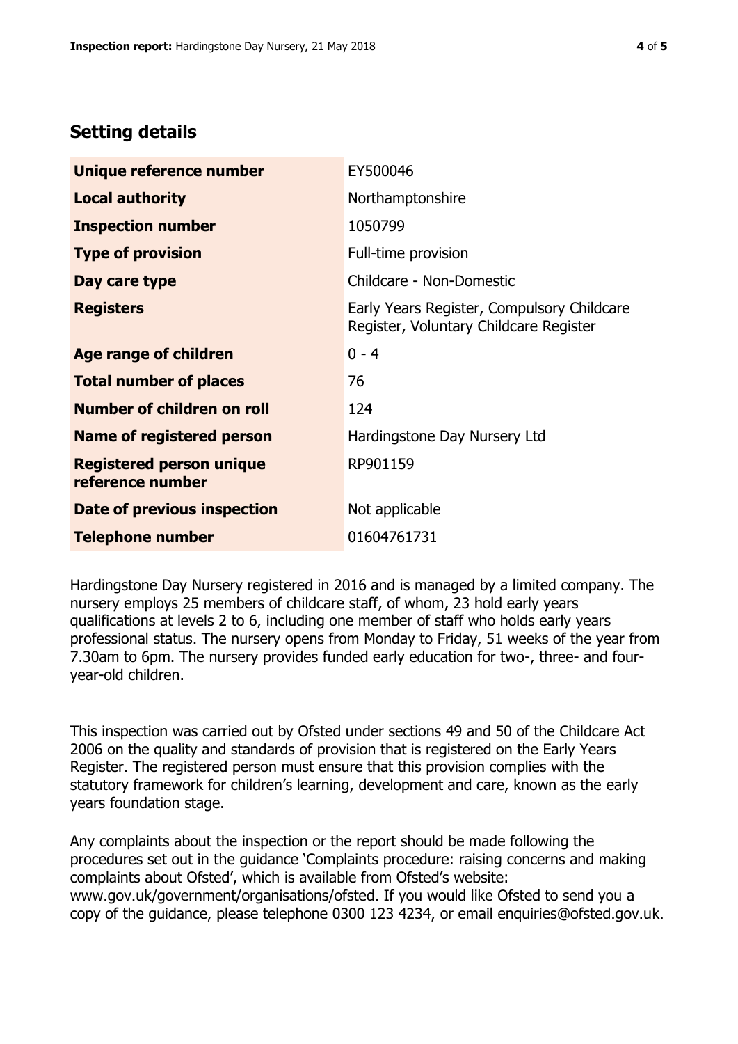## Setting details

| | |
|---|---|
| **Unique reference number** | EY500046 |
| **Local authority** | Northamptonshire |
| **Inspection number** | 1050799 |
| **Type of provision** | Full-time provision |
| **Day care type** | Childcare - Non-Domestic |
| **Registers** | Early Years Register, Compulsory Childcare Register, Voluntary Childcare Register |
| **Age range of children** | 0 - 4 |
| **Total number of places** | 76 |
| **Number of children on roll** | 124 |
| **Name of registered person** | Hardingstone Day Nursery Ltd |
| **Registered person unique reference number** | RP901159 |
| **Date of previous inspection** | Not applicable |
| **Telephone number** | 01604761731 |

Hardingstone Day Nursery registered in 2016 and is managed by a limited company. The nursery employs 25 members of childcare staff, of whom, 23 hold early years qualifications at levels 2 to 6, including one member of staff who holds early years professional status. The nursery opens from Monday to Friday, 51 weeks of the year from 7.30am to 6pm. The nursery provides funded early education for two-, three- and four-year-old children.

This inspection was carried out by Ofsted under sections 49 and 50 of the Childcare Act 2006 on the quality and standards of provision that is registered on the Early Years Register. The registered person must ensure that this provision complies with the statutory framework for children's learning, development and care, known as the early years foundation stage.

Any complaints about the inspection or the report should be made following the procedures set out in the guidance 'Complaints procedure: raising concerns and making complaints about Ofsted', which is available from Ofsted's website: www.gov.uk/government/organisations/ofsted. If you would like Ofsted to send you a copy of the guidance, please telephone 0300 123 4234, or email enquiries@ofsted.gov.uk.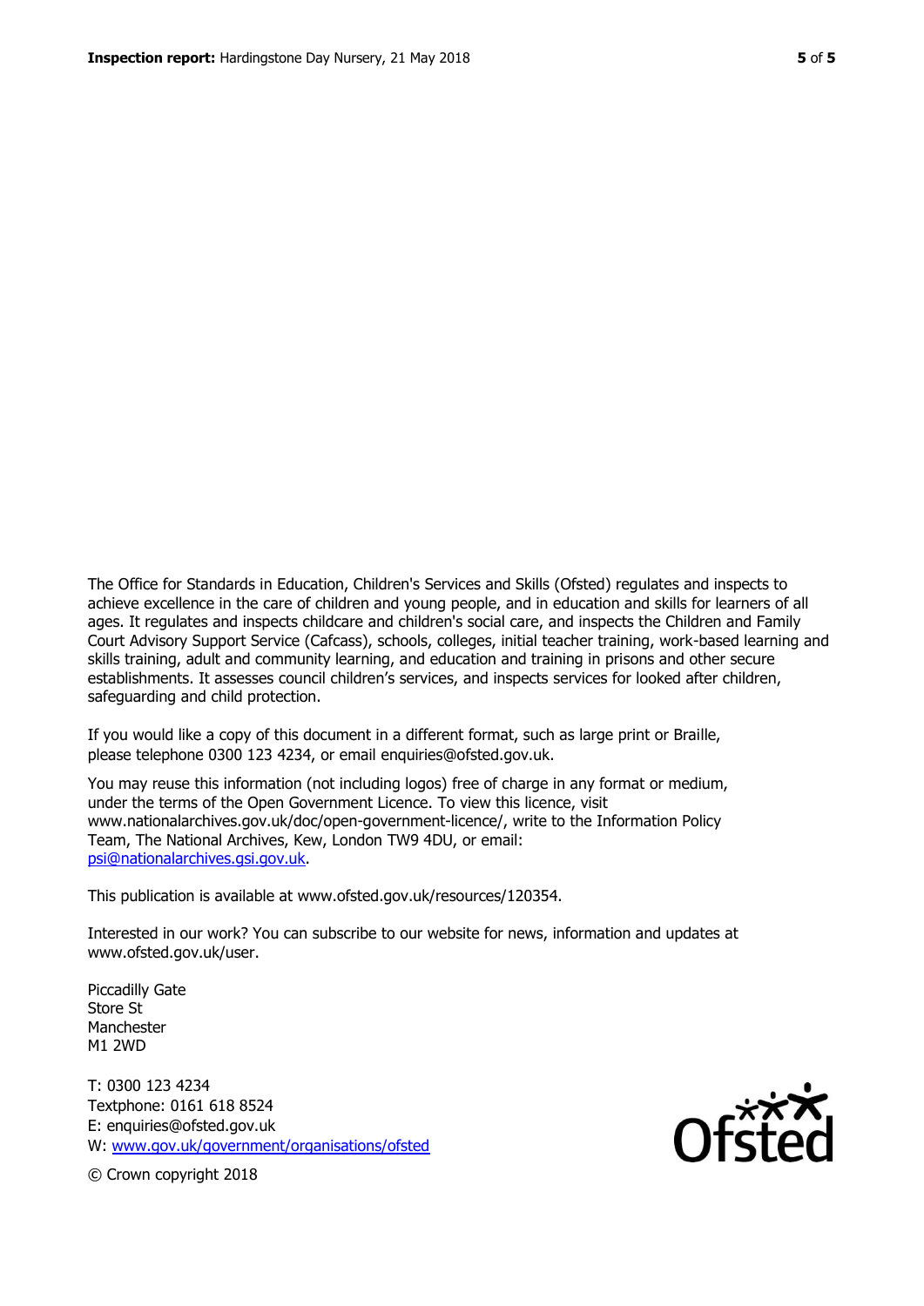The Office for Standards in Education, Children's Services and Skills (Ofsted) regulates and inspects to achieve excellence in the care of children and young people, and in education and skills for learners of all ages. It regulates and inspects childcare and children's social care, and inspects the Children and Family Court Advisory Support Service (Cafcass), schools, colleges, initial teacher training, work-based learning and skills training, adult and community learning, and education and training in prisons and other secure establishments. It assesses council children's services, and inspects services for looked after children, safeguarding and child protection.

If you would like a copy of this document in a different format, such as large print or Braille, please telephone 0300 123 4234, or email enquiries@ofsted.gov.uk.

You may reuse this information (not including logos) free of charge in any format or medium, under the terms of the Open Government Licence. To view this licence, visit www.nationalarchives.gov.uk/doc/open-government-licence/, write to the Information Policy Team, The National Archives, Kew, London TW9 4DU, or email: psi@nationalarchives.gsi.gov.uk.

This publication is available at www.ofsted.gov.uk/resources/120354.

Interested in our work? You can subscribe to our website for news, information and updates at www.ofsted.gov.uk/user.

Piccadilly Gate
Store St
Manchester
M1 2WD

T: 0300 123 4234
Textphone: 0161 618 8524
E: enquiries@ofsted.gov.uk
W: www.gov.uk/government/organisations/ofsted

© Crown copyright 2018